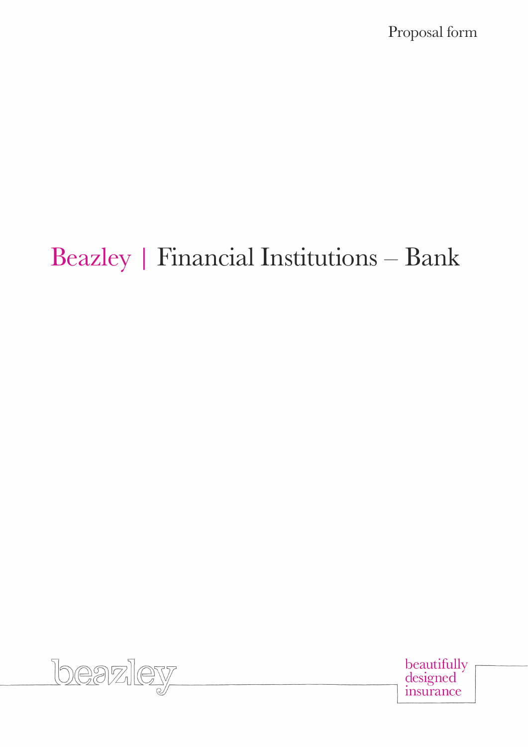Proposal form

# Beazley | Financial Institutions – Bank

beazley

beautifully
designed
insurance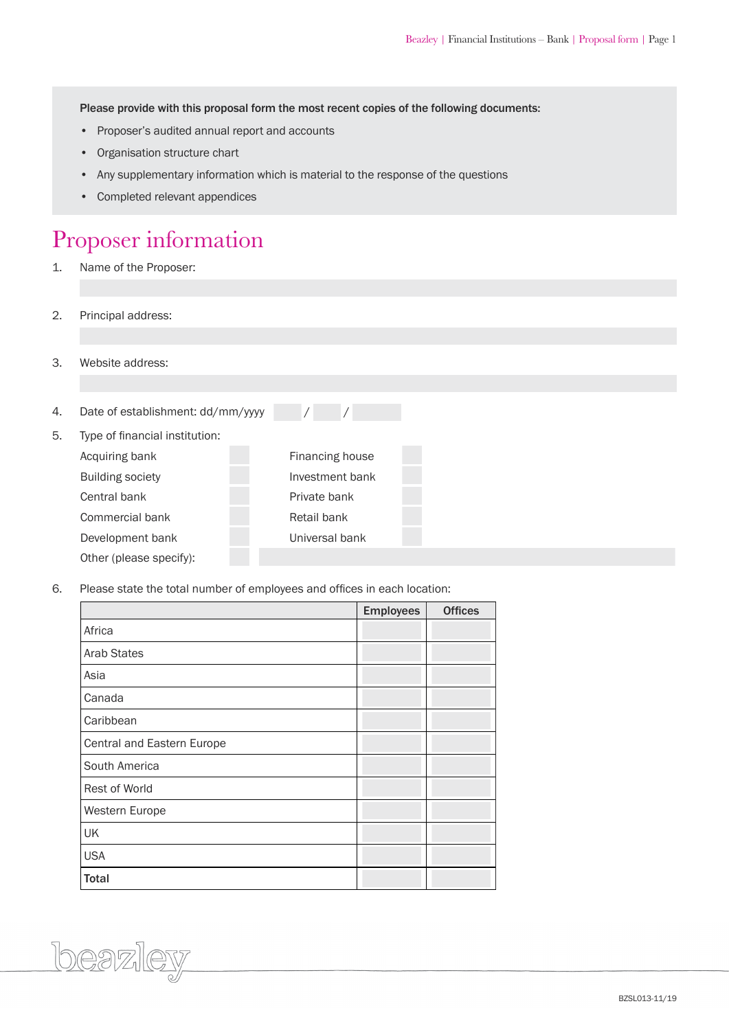**Please provide with this proposal form the most recent copies of the following documents:**

- Proposer's audited annual report and accounts
- Organisation structure chart
- Any supplementary information which is material to the response of the questions
- Completed relevant appendices

# Proposer information

1. Name of the Proposer:

2. Principal address:

3. Website address:

4. Date of establishment: dd/mm/yyyy &nbsp; / &nbsp; /

5. Type of financial institution:

| | | | |
|---|---|---|---|
| Acquiring bank | | Financing house | |
| Building society | | Investment bank | |
| Central bank | | Private bank | |
| Commercial bank | | Retail bank | |
| Development bank | | Universal bank | |
| Other (please specify): | | | |

6. Please state the total number of employees and offices in each location:

| | Employees | Offices |
|---|---|---|
| Africa | | |
| Arab States | | |
| Asia | | |
| Canada | | |
| Caribbean | | |
| Central and Eastern Europe | | |
| South America | | |
| Rest of World | | |
| Western Europe | | |
| UK | | |
| USA | | |
| **Total** | | |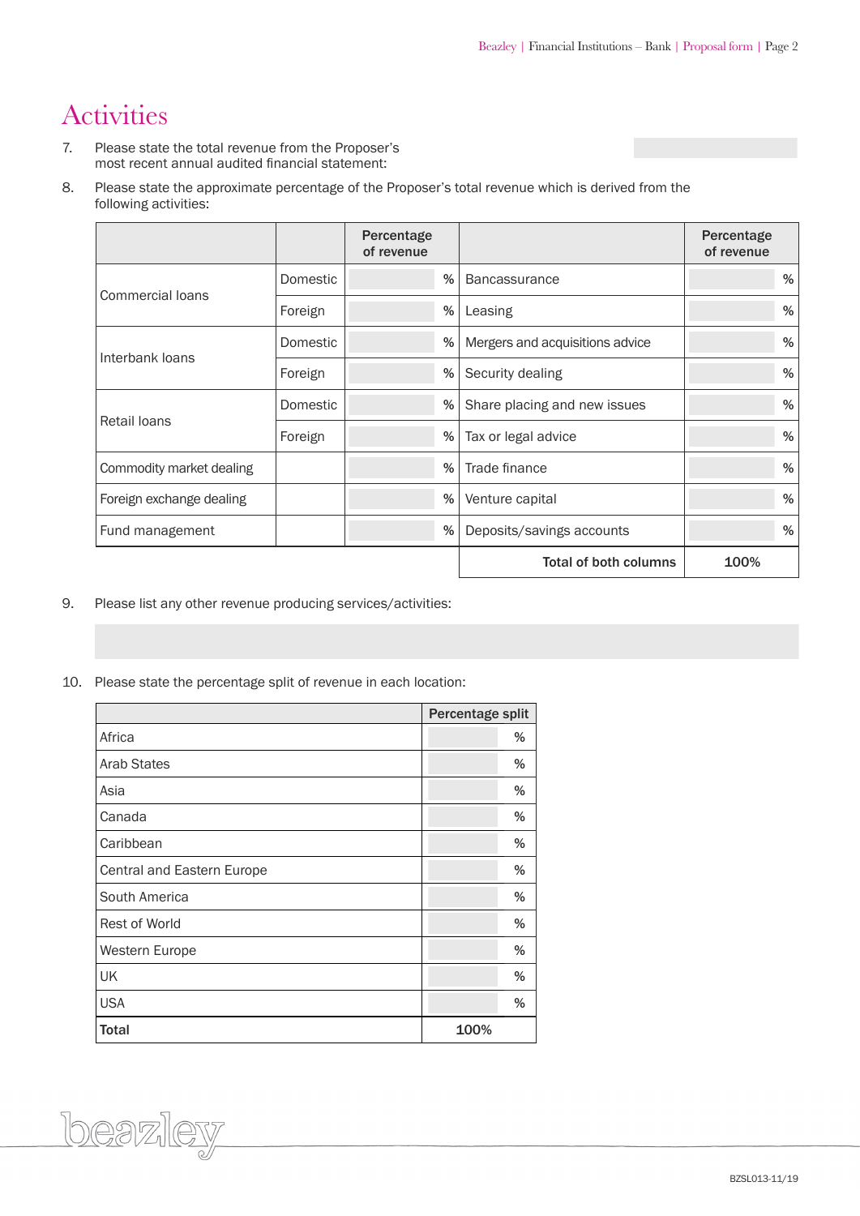# Activities

7. Please state the total revenue from the Proposer's most recent annual audited financial statement:

8. Please state the approximate percentage of the Proposer's total revenue which is derived from the following activities:

| | | Percentage of revenue | | Percentage of revenue |
|---|---|---|---|---|
| Commercial loans | Domestic | % | Bancassurance | % |
| | Foreign | % | Leasing | % |
| Interbank loans | Domestic | % | Mergers and acquisitions advice | % |
| | Foreign | % | Security dealing | % |
| Retail loans | Domestic | % | Share placing and new issues | % |
| | Foreign | % | Tax or legal advice | % |
| Commodity market dealing | | % | Trade finance | % |
| Foreign exchange dealing | | % | Venture capital | % |
| Fund management | | % | Deposits/savings accounts | % |
| | | | **Total of both columns** | **100%** |

9. Please list any other revenue producing services/activities:

10. Please state the percentage split of revenue in each location:

| | Percentage split |
|---|---|
| Africa | % |
| Arab States | % |
| Asia | % |
| Canada | % |
| Caribbean | % |
| Central and Eastern Europe | % |
| South America | % |
| Rest of World | % |
| Western Europe | % |
| UK | % |
| USA | % |
| **Total** | **100%** |

BZSL013-11/19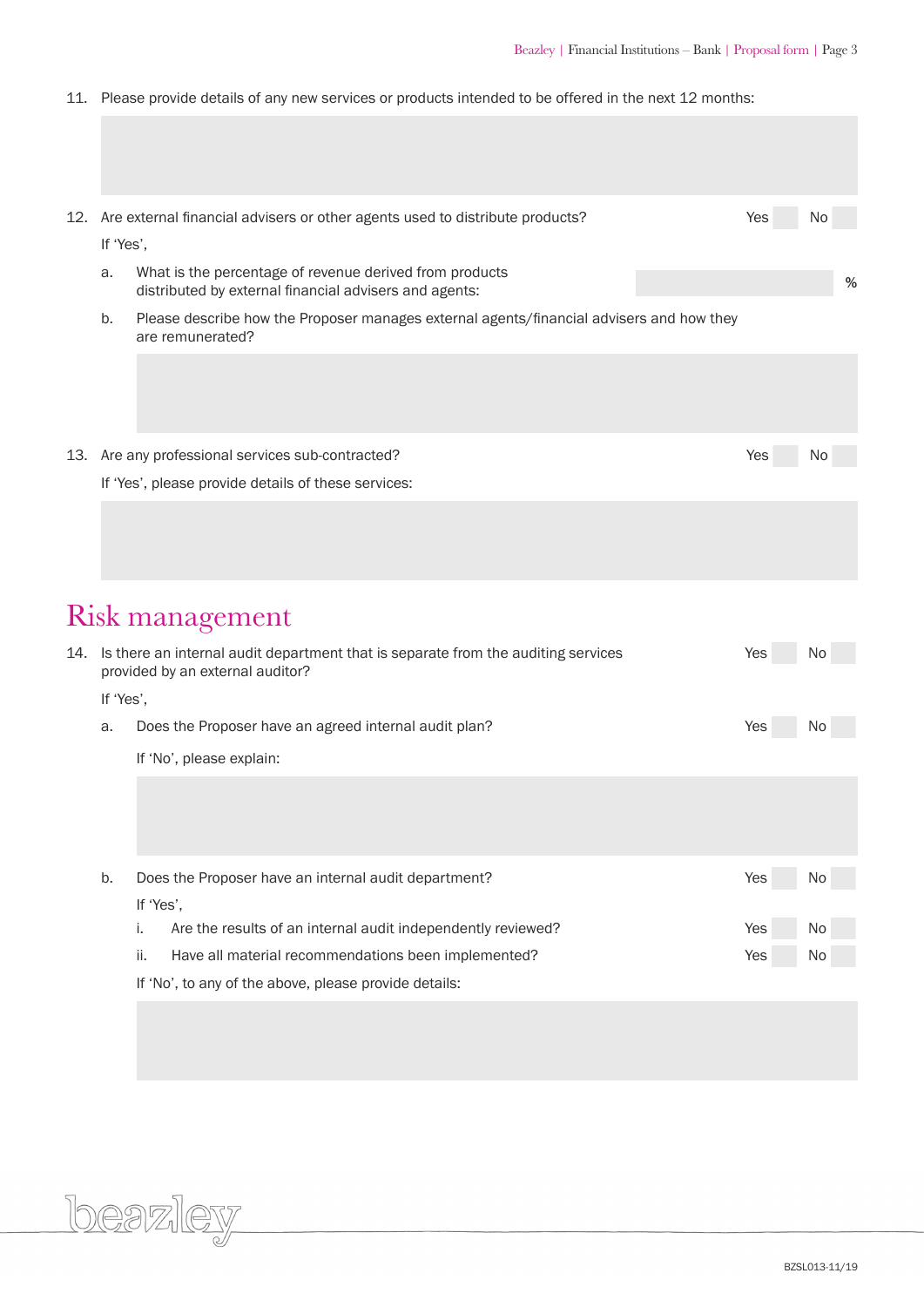11. Please provide details of any new services or products intended to be offered in the next 12 months:

12. Are external financial advisers or other agents used to distribute products? Yes No

    If 'Yes',

    a. What is the percentage of revenue derived from products distributed by external financial advisers and agents: %

    b. Please describe how the Proposer manages external agents/financial advisers and how they are remunerated?

13. Are any professional services sub-contracted? Yes No

    If 'Yes', please provide details of these services:

# Risk management

14. Is there an internal audit department that is separate from the auditing services provided by an external auditor? Yes No

    If 'Yes',

    a. Does the Proposer have an agreed internal audit plan? Yes No

       If 'No', please explain:

    b. Does the Proposer have an internal audit department? Yes No

       If 'Yes',

       i. Are the results of an internal audit independently reviewed? Yes No

       ii. Have all material recommendations been implemented? Yes No

       If 'No', to any of the above, please provide details:

BZSL013-11/19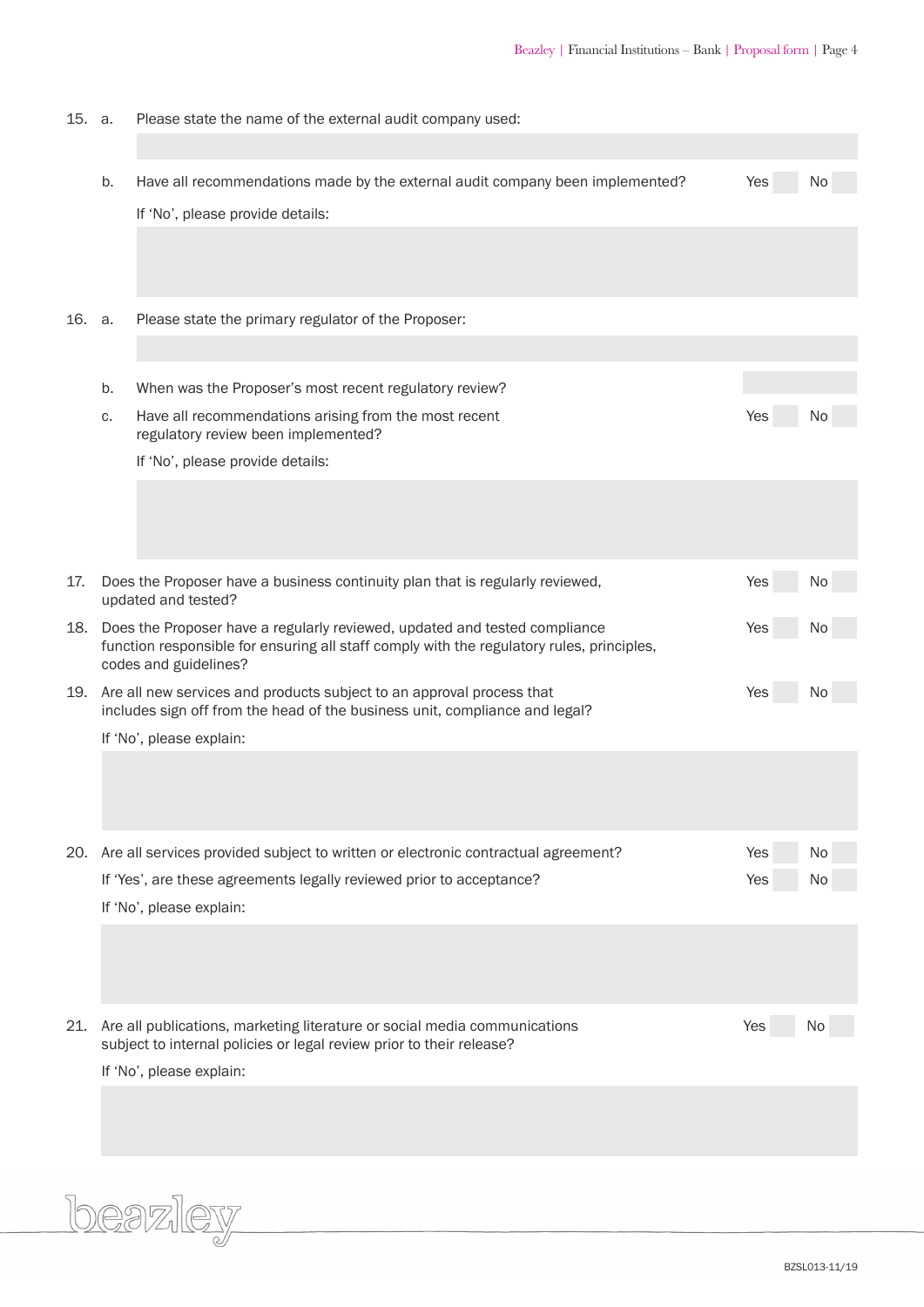15. a. Please state the name of the external audit company used:

 b. Have all recommendations made by the external audit company been implemented? Yes No

 If 'No', please provide details:

16. a. Please state the primary regulator of the Proposer:

 b. When was the Proposer's most recent regulatory review?

 c. Have all recommendations arising from the most recent regulatory review been implemented? Yes No

 If 'No', please provide details:

17. Does the Proposer have a business continuity plan that is regularly reviewed, updated and tested? Yes No

18. Does the Proposer have a regularly reviewed, updated and tested compliance function responsible for ensuring all staff comply with the regulatory rules, principles, codes and guidelines? Yes No

19. Are all new services and products subject to an approval process that includes sign off from the head of the business unit, compliance and legal? Yes No

 If 'No', please explain:

20. Are all services provided subject to written or electronic contractual agreement? Yes No

 If 'Yes', are these agreements legally reviewed prior to acceptance? Yes No

 If 'No', please explain:

21. Are all publications, marketing literature or social media communications subject to internal policies or legal review prior to their release? Yes No

 If 'No', please explain: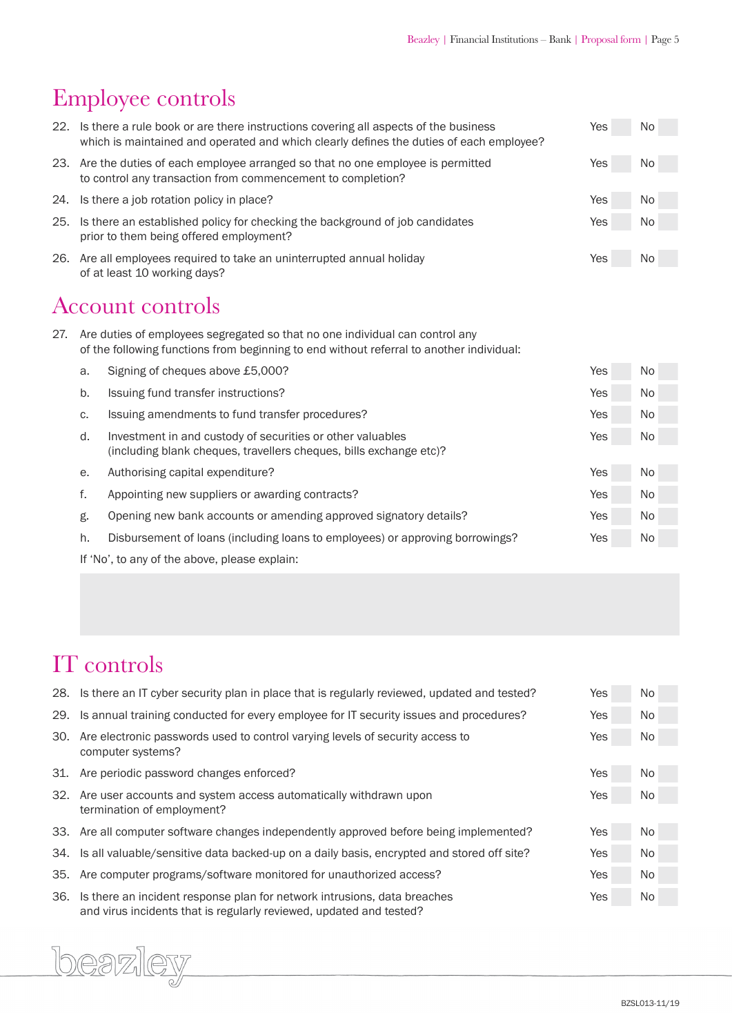## Employee controls

22. Is there a rule book or are there instructions covering all aspects of the business which is maintained and operated and which clearly defines the duties of each employee? Yes No

23. Are the duties of each employee arranged so that no one employee is permitted to control any transaction from commencement to completion? Yes No

24. Is there a job rotation policy in place? Yes No

25. Is there an established policy for checking the background of job candidates prior to them being offered employment? Yes No

26. Are all employees required to take an uninterrupted annual holiday of at least 10 working days? Yes No

## Account controls

27. Are duties of employees segregated so that no one individual can control any of the following functions from beginning to end without referral to another individual:

   a. Signing of cheques above £5,000? Yes No

   b. Issuing fund transfer instructions? Yes No

   c. Issuing amendments to fund transfer procedures? Yes No

   d. Investment in and custody of securities or other valuables (including blank cheques, travellers cheques, bills exchange etc)? Yes No

   e. Authorising capital expenditure? Yes No

   f. Appointing new suppliers or awarding contracts? Yes No

   g. Opening new bank accounts or amending approved signatory details? Yes No

   h. Disbursement of loans (including loans to employees) or approving borrowings? Yes No

   If 'No', to any of the above, please explain:

## IT controls

28. Is there an IT cyber security plan in place that is regularly reviewed, updated and tested? Yes No

29. Is annual training conducted for every employee for IT security issues and procedures? Yes No

30. Are electronic passwords used to control varying levels of security access to computer systems? Yes No

31. Are periodic password changes enforced? Yes No

32. Are user accounts and system access automatically withdrawn upon termination of employment? Yes No

33. Are all computer software changes independently approved before being implemented? Yes No

34. Is all valuable/sensitive data backed-up on a daily basis, encrypted and stored off site? Yes No

35. Are computer programs/software monitored for unauthorized access? Yes No

36. Is there an incident response plan for network intrusions, data breaches and virus incidents that is regularly reviewed, updated and tested? Yes No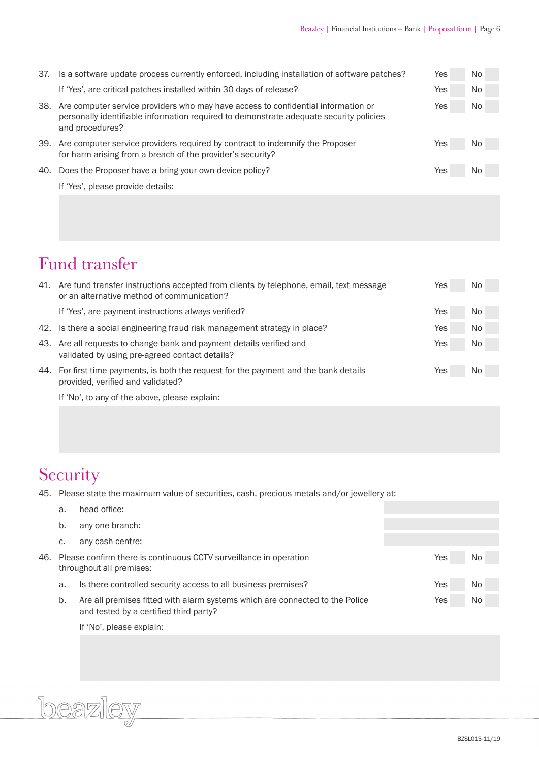37. Is a software update process currently enforced, including installation of software patches? Yes ☐ No ☐

    If 'Yes', are critical patches installed within 30 days of release? Yes ☐ No ☐

38. Are computer service providers who may have access to confidential information or personally identifiable information required to demonstrate adequate security policies and procedures? Yes ☐ No ☐

39. Are computer service providers required by contract to indemnify the Proposer for harm arising from a breach of the provider's security? Yes ☐ No ☐

40. Does the Proposer have a bring your own device policy? Yes ☐ No ☐

    If 'Yes', please provide details:

## Fund transfer

41. Are fund transfer instructions accepted from clients by telephone, email, text message or an alternative method of communication? Yes ☐ No ☐

    If 'Yes', are payment instructions always verified? Yes ☐ No ☐

42. Is there a social engineering fraud risk management strategy in place? Yes ☐ No ☐

43. Are all requests to change bank and payment details verified and validated by using pre-agreed contact details? Yes ☐ No ☐

44. For first time payments, is both the request for the payment and the bank details provided, verified and validated? Yes ☐ No ☐

    If 'No', to any of the above, please explain:

## Security

45. Please state the maximum value of securities, cash, precious metals and/or jewellery at:

    a. head office:

    b. any one branch:

    c. any cash centre:

46. Please confirm there is continuous CCTV surveillance in operation throughout all premises: Yes ☐ No ☐

    a. Is there controlled security access to all business premises? Yes ☐ No ☐

    b. Are all premises fitted with alarm systems which are connected to the Police and tested by a certified third party? Yes ☐ No ☐

    If 'No', please explain:

BZSL013-11/19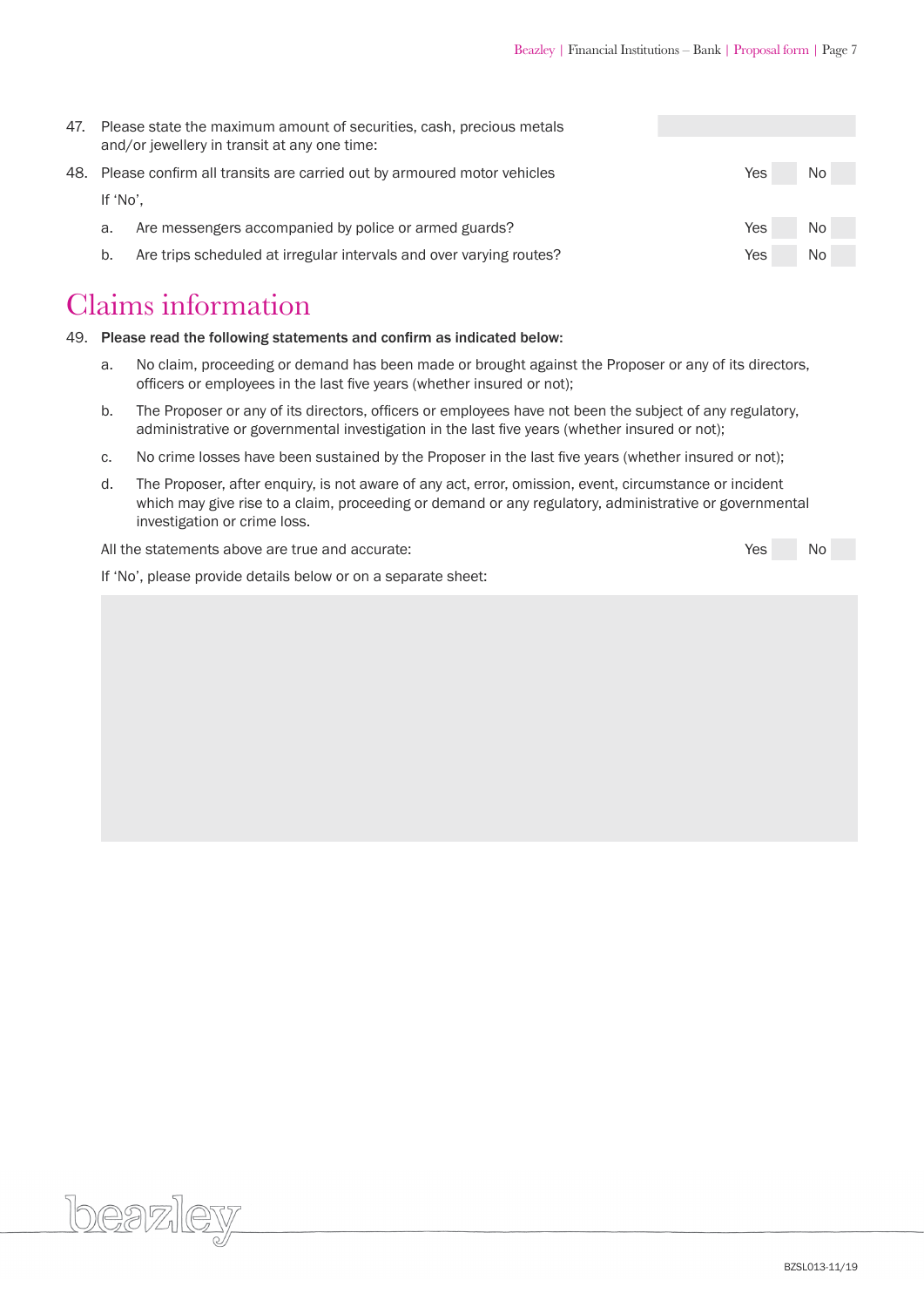47. Please state the maximum amount of securities, cash, precious metals and/or jewellery in transit at any one time:

48. Please confirm all transits are carried out by armoured motor vehicles — Yes ☐ No ☐

    If 'No',

    a. Are messengers accompanied by police or armed guards? — Yes ☐ No ☐

    b. Are trips scheduled at irregular intervals and over varying routes? — Yes ☐ No ☐

# Claims information

49. **Please read the following statements and confirm as indicated below:**

    a. No claim, proceeding or demand has been made or brought against the Proposer or any of its directors, officers or employees in the last five years (whether insured or not);

    b. The Proposer or any of its directors, officers or employees have not been the subject of any regulatory, administrative or governmental investigation in the last five years (whether insured or not);

    c. No crime losses have been sustained by the Proposer in the last five years (whether insured or not);

    d. The Proposer, after enquiry, is not aware of any act, error, omission, event, circumstance or incident which may give rise to a claim, proceeding or demand or any regulatory, administrative or governmental investigation or crime loss.

    All the statements above are true and accurate: — Yes ☐ No ☐

    If 'No', please provide details below or on a separate sheet:

BZSL013-11/19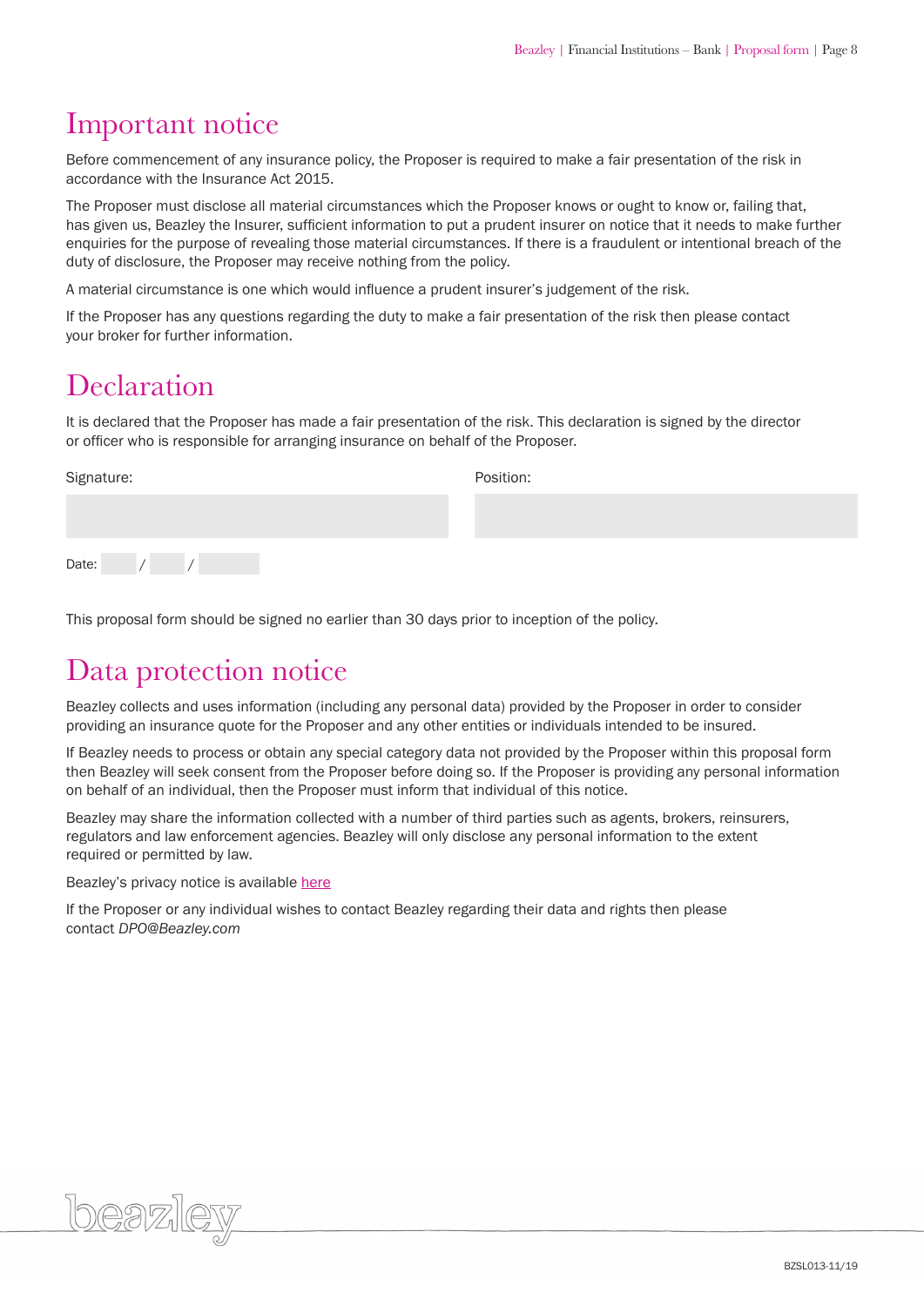# Important notice

Before commencement of any insurance policy, the Proposer is required to make a fair presentation of the risk in accordance with the Insurance Act 2015.

The Proposer must disclose all material circumstances which the Proposer knows or ought to know or, failing that, has given us, Beazley the Insurer, sufficient information to put a prudent insurer on notice that it needs to make further enquiries for the purpose of revealing those material circumstances. If there is a fraudulent or intentional breach of the duty of disclosure, the Proposer may receive nothing from the policy.

A material circumstance is one which would influence a prudent insurer's judgement of the risk.

If the Proposer has any questions regarding the duty to make a fair presentation of the risk then please contact your broker for further information.

# Declaration

It is declared that the Proposer has made a fair presentation of the risk. This declaration is signed by the director or officer who is responsible for arranging insurance on behalf of the Proposer.

Signature:

Position:

Date: / /

This proposal form should be signed no earlier than 30 days prior to inception of the policy.

# Data protection notice

Beazley collects and uses information (including any personal data) provided by the Proposer in order to consider providing an insurance quote for the Proposer and any other entities or individuals intended to be insured.

If Beazley needs to process or obtain any special category data not provided by the Proposer within this proposal form then Beazley will seek consent from the Proposer before doing so. If the Proposer is providing any personal information on behalf of an individual, then the Proposer must inform that individual of this notice.

Beazley may share the information collected with a number of third parties such as agents, brokers, reinsurers, regulators and law enforcement agencies. Beazley will only disclose any personal information to the extent required or permitted by law.

Beazley's privacy notice is available here

If the Proposer or any individual wishes to contact Beazley regarding their data and rights then please contact *DPO@Beazley.com*

BZSL013-11/19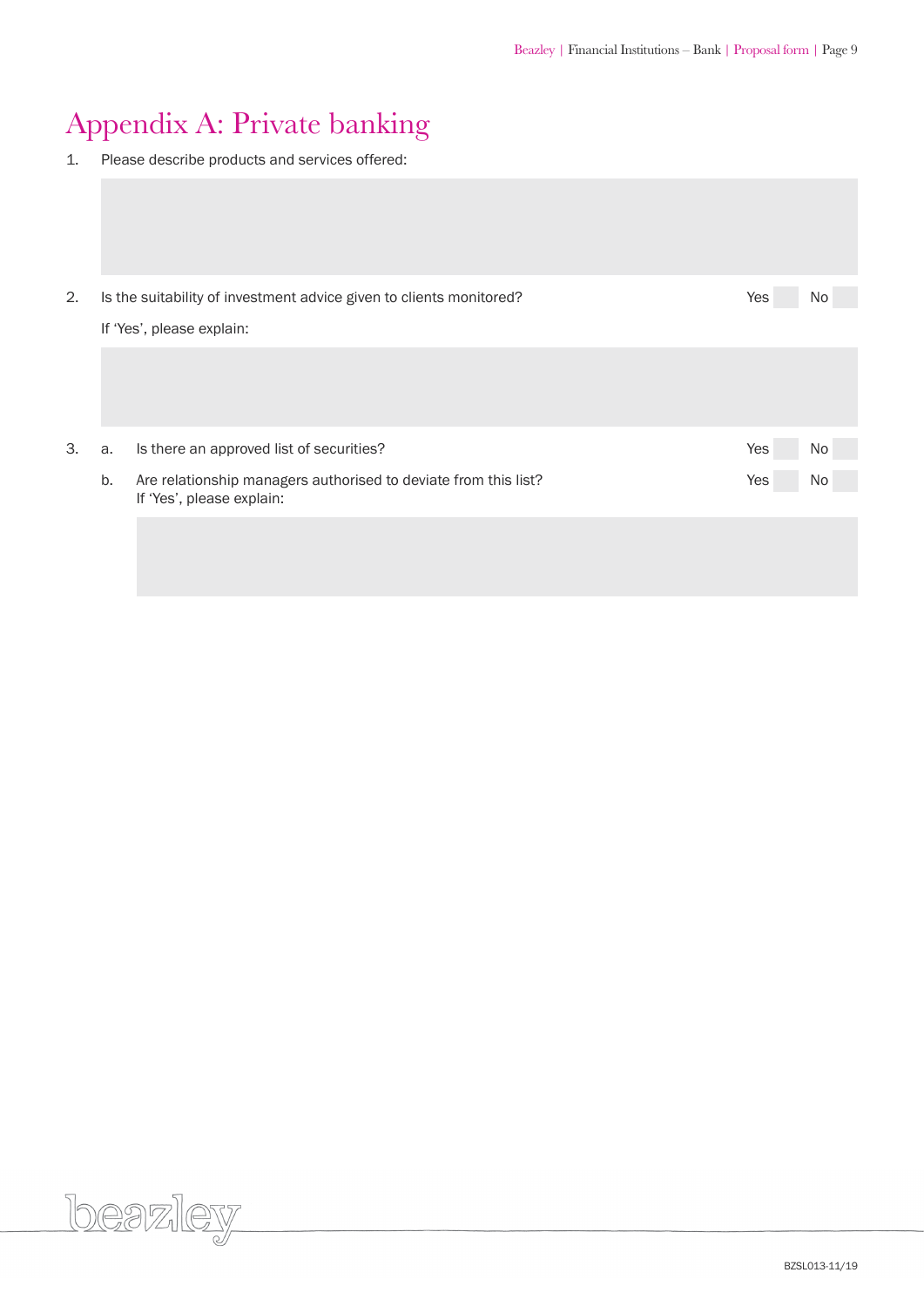# Appendix A: Private banking

1. Please describe products and services offered:

2. Is the suitability of investment advice given to clients monitored? Yes ☐ No ☐

   If 'Yes', please explain:

3. a. Is there an approved list of securities? Yes ☐ No ☐

   b. Are relationship managers authorised to deviate from this list? Yes ☐ No ☐
   If 'Yes', please explain:

BZSL013-11/19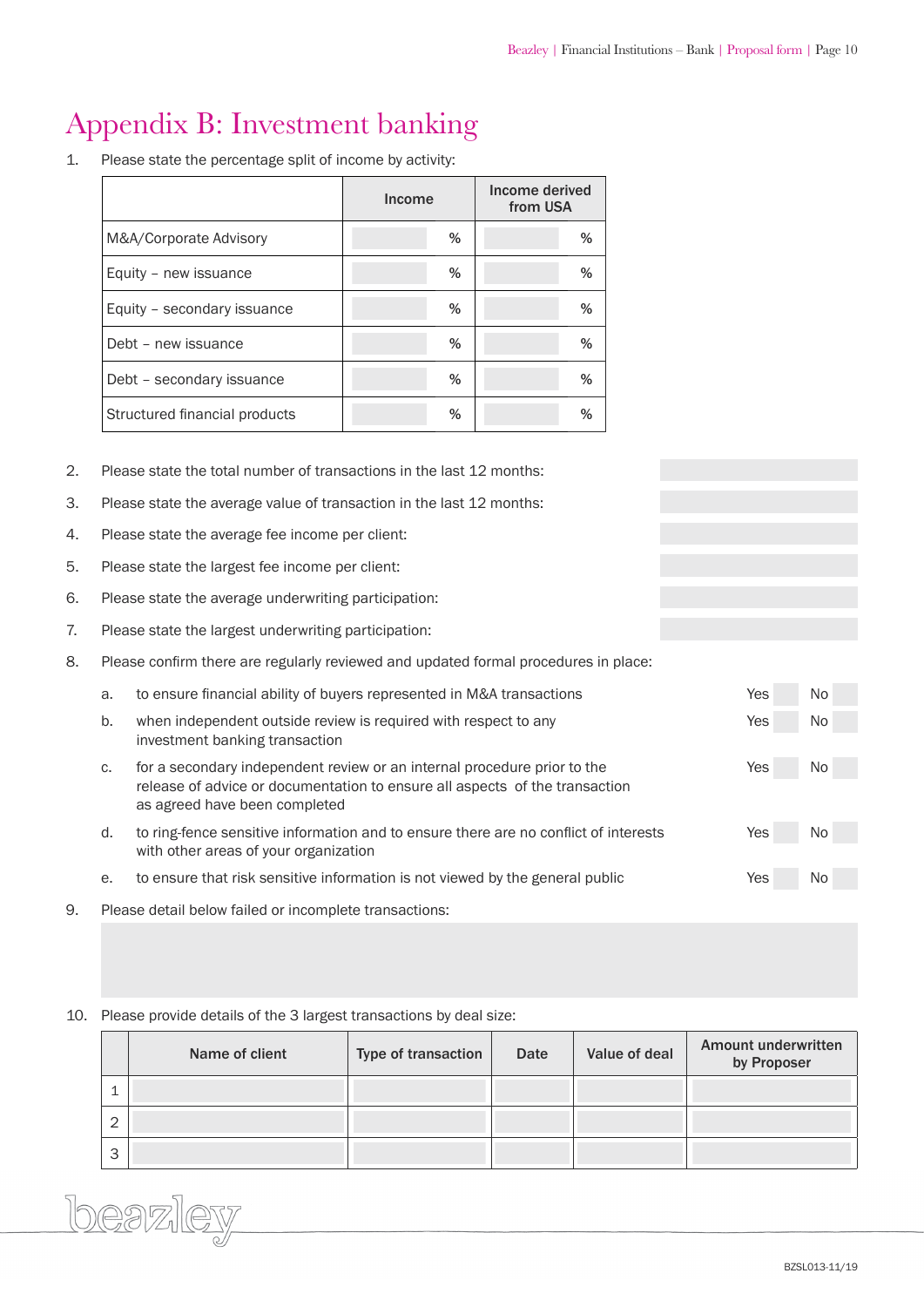# Appendix B: Investment banking

1. Please state the percentage split of income by activity:

| | Income | Income derived from USA |
|---|---|---|
| M&A/Corporate Advisory | % | % |
| Equity – new issuance | % | % |
| Equity – secondary issuance | % | % |
| Debt – new issuance | % | % |
| Debt – secondary issuance | % | % |
| Structured financial products | % | % |

2. Please state the total number of transactions in the last 12 months:
3. Please state the average value of transaction in the last 12 months:
4. Please state the average fee income per client:
5. Please state the largest fee income per client:
6. Please state the average underwriting participation:
7. Please state the largest underwriting participation:
8. Please confirm there are regularly reviewed and updated formal procedures in place:
   a. to ensure financial ability of buyers represented in M&A transactions — Yes / No
   b. when independent outside review is required with respect to any investment banking transaction — Yes / No
   c. for a secondary independent review or an internal procedure prior to the release of advice or documentation to ensure all aspects of the transaction as agreed have been completed — Yes / No
   d. to ring-fence sensitive information and to ensure there are no conflict of interests with other areas of your organization — Yes / No
   e. to ensure that risk sensitive information is not viewed by the general public — Yes / No
9. Please detail below failed or incomplete transactions:
10. Please provide details of the 3 largest transactions by deal size:

| | Name of client | Type of transaction | Date | Value of deal | Amount underwritten by Proposer |
|---|---|---|---|---|---|
| 1 | | | | | |
| 2 | | | | | |
| 3 | | | | | |

BZSL013-11/19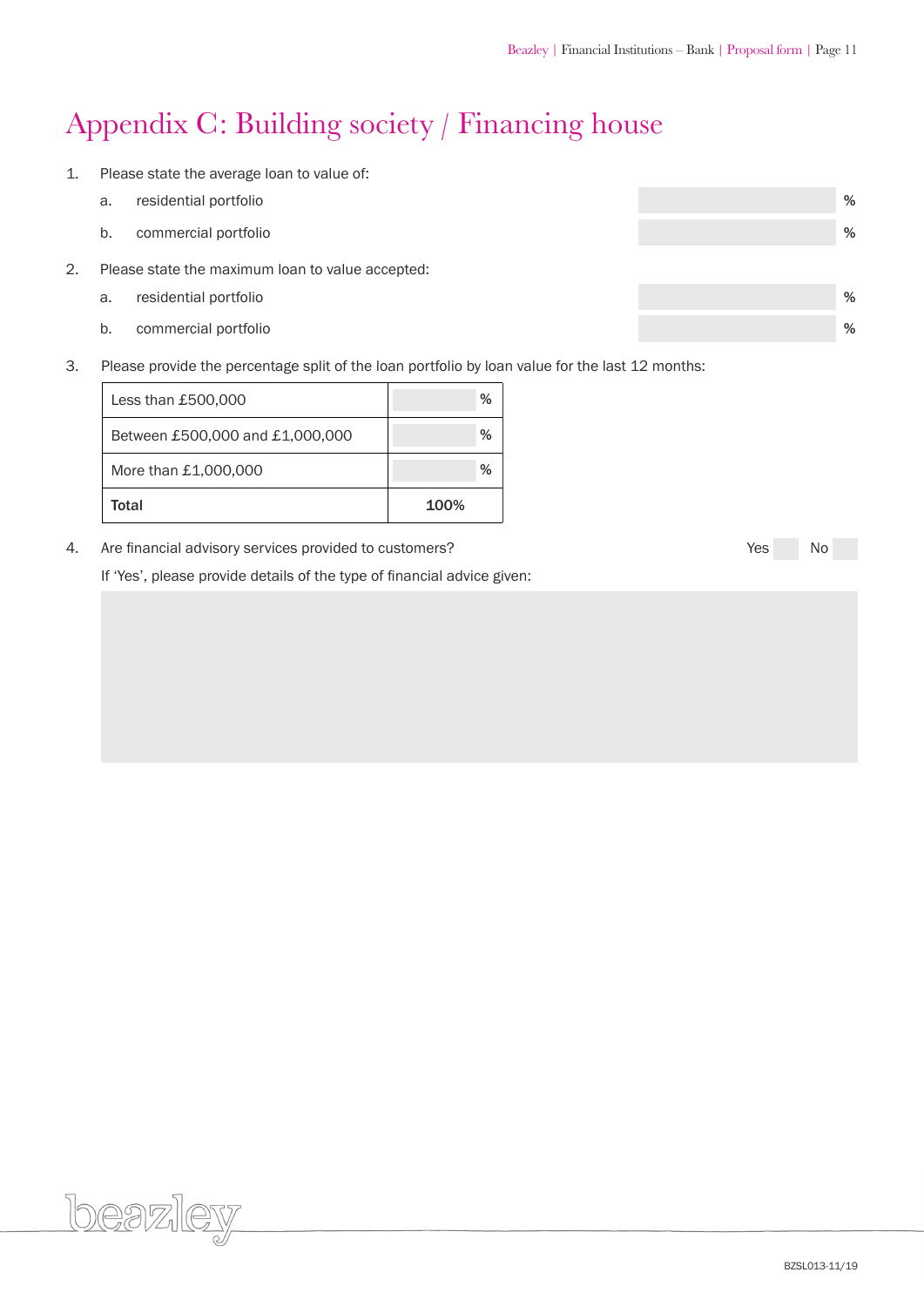# Appendix C: Building society / Financing house

1. Please state the average loan to value of:
   a. residential portfolio %
   b. commercial portfolio %

2. Please state the maximum loan to value accepted:
   a. residential portfolio %
   b. commercial portfolio %

3. Please provide the percentage split of the loan portfolio by loan value for the last 12 months:

| | |
|---|---|
| Less than £500,000 | % |
| Between £500,000 and £1,000,000 | % |
| More than £1,000,000 | % |
| **Total** | **100%** |

4. Are financial advisory services provided to customers? Yes No

   If 'Yes', please provide details of the type of financial advice given:

BZSL013-11/19